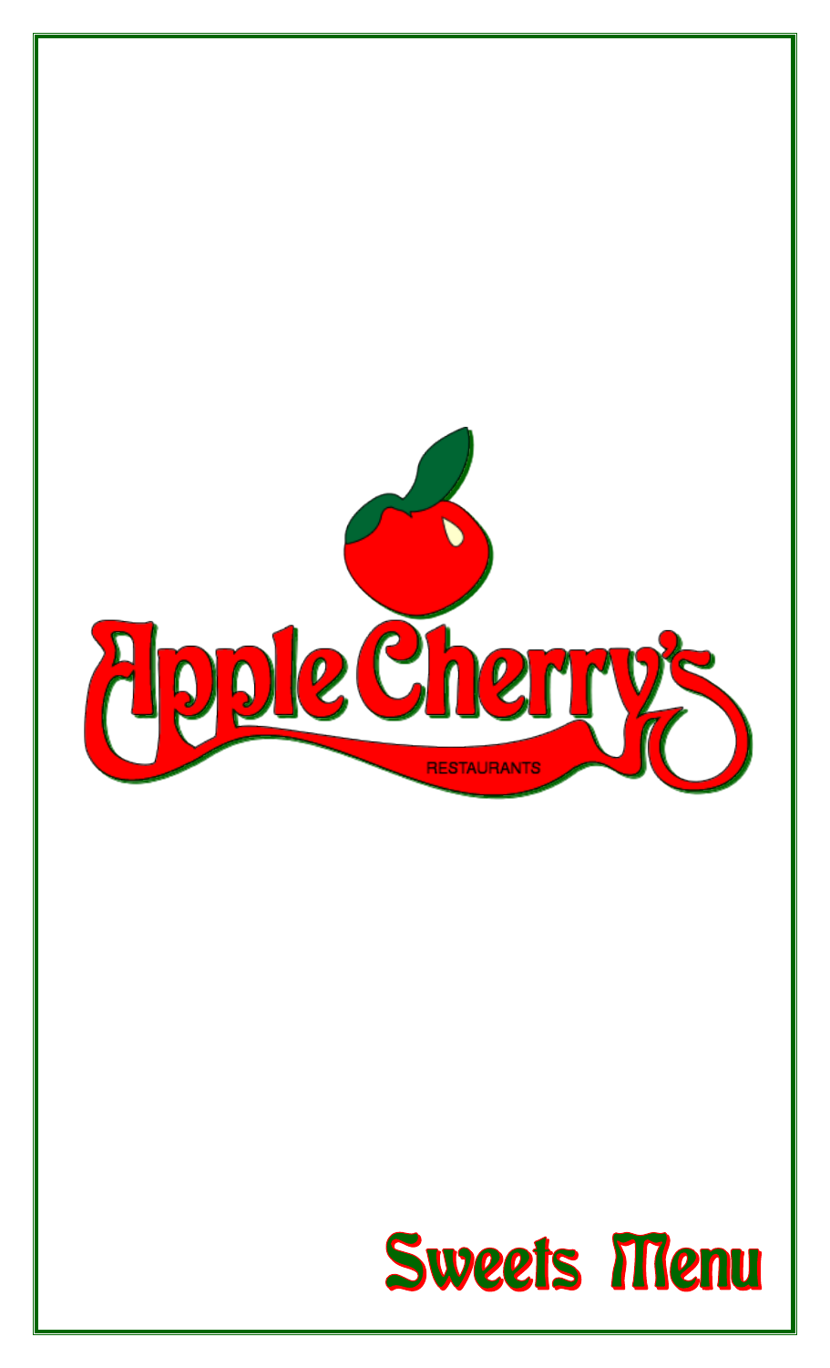# Apple Cherry's

RESTAURANTS

## Sweets Menu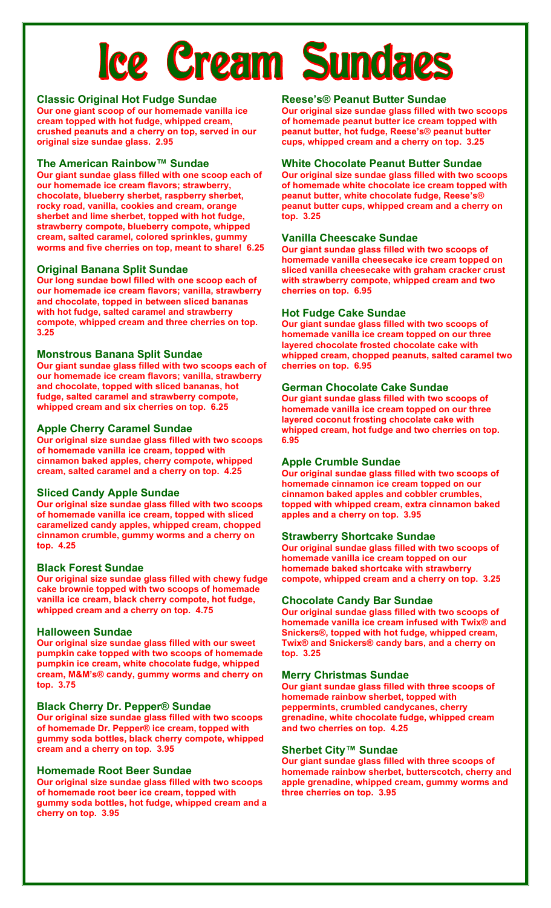# Ice Cream Sundaes

### Classic Original Hot Fudge Sundae

**Our one giant scoop of our homemade vanilla ice cream topped with hot fudge, whipped cream, crushed peanuts and a cherry on top, served in our original size sundae glass. 2.95**

### The American Rainbow™ Sundae

**Our giant sundae glass filled with one scoop each of our homemade ice cream flavors; strawberry, chocolate, blueberry sherbet, raspberry sherbet, rocky road, vanilla, cookies and cream, orange sherbet and lime sherbet, topped with hot fudge, strawberry compote, blueberry compote, whipped cream, salted caramel, colored sprinkles, gummy worms and five cherries on top, meant to share! 6.25**

### Original Banana Split Sundae

**Our long sundae bowl filled with one scoop each of our homemade ice cream flavors; vanilla, strawberry and chocolate, topped in between sliced bananas with hot fudge, salted caramel and strawberry compote, whipped cream and three cherries on top. 3.25**

### Monstrous Banana Split Sundae

**Our giant sundae glass filled with two scoops each of our homemade ice cream flavors; vanilla, strawberry and chocolate, topped with sliced bananas, hot fudge, salted caramel and strawberry compote, whipped cream and six cherries on top. 6.25**

### Apple Cherry Caramel Sundae

**Our original size sundae glass filled with two scoops of homemade vanilla ice cream, topped with cinnamon baked apples, cherry compote, whipped cream, salted caramel and a cherry on top. 4.25**

### Sliced Candy Apple Sundae

**Our original size sundae glass filled with two scoops of homemade vanilla ice cream, topped with sliced caramelized candy apples, whipped cream, chopped cinnamon crumble, gummy worms and a cherry on top. 4.25**

### Black Forest Sundae

**Our original size sundae glass filled with chewy fudge cake brownie topped with two scoops of homemade vanilla ice cream, black cherry compote, hot fudge, whipped cream and a cherry on top. 4.75**

### Halloween Sundae

**Our original size sundae glass filled with our sweet pumpkin cake topped with two scoops of homemade pumpkin ice cream, white chocolate fudge, whipped cream, M&M's® candy, gummy worms and cherry on top. 3.75**

### Black Cherry Dr. Pepper® Sundae

**Our original size sundae glass filled with two scoops of homemade Dr. Pepper® ice cream, topped with gummy soda bottles, black cherry compote, whipped cream and a cherry on top. 3.95**

### Homemade Root Beer Sundae

**Our original size sundae glass filled with two scoops of homemade root beer ice cream, topped with gummy soda bottles, hot fudge, whipped cream and a cherry on top. 3.95**

### Reese's® Peanut Butter Sundae

**Our original size sundae glass filled with two scoops of homemade peanut butter ice cream topped with peanut butter, hot fudge, Reese's® peanut butter cups, whipped cream and a cherry on top. 3.25**

### White Chocolate Peanut Butter Sundae

**Our original size sundae glass filled with two scoops of homemade white chocolate ice cream topped with peanut butter, white chocolate fudge, Reese's® peanut butter cups, whipped cream and a cherry on top. 3.25**

### Vanilla Cheescake Sundae

**Our giant sundae glass filled with two scoops of homemade vanilla cheesecake ice cream topped on sliced vanilla cheesecake with graham cracker crust with strawberry compote, whipped cream and two cherries on top. 6.95**

### Hot Fudge Cake Sundae

**Our giant sundae glass filled with two scoops of homemade vanilla ice cream topped on our three layered chocolate frosted chocolate cake with whipped cream, chopped peanuts, salted caramel two cherries on top. 6.95**

### German Chocolate Cake Sundae

**Our giant sundae glass filled with two scoops of homemade vanilla ice cream topped on our three layered coconut frosting chocolate cake with whipped cream, hot fudge and two cherries on top. 6.95**

### Apple Crumble Sundae

**Our original sundae glass filled with two scoops of homemade cinnamon ice cream topped on our cinnamon baked apples and cobbler crumbles, topped with whipped cream, extra cinnamon baked apples and a cherry on top. 3.95**

### Strawberry Shortcake Sundae

**Our original sundae glass filled with two scoops of homemade vanilla ice cream topped on our homemade baked shortcake with strawberry compote, whipped cream and a cherry on top. 3.25**

### Chocolate Candy Bar Sundae

**Our original sundae glass filled with two scoops of homemade vanilla ice cream infused with Twix® and Snickers®, topped with hot fudge, whipped cream, Twix® and Snickers® candy bars, and a cherry on top. 3.25**

### Merry Christmas Sundae

**Our giant sundae glass filled with three scoops of homemade rainbow sherbet, topped with peppermints, crumbled candycanes, cherry grenadine, white chocolate fudge, whipped cream and two cherries on top. 4.25**

### Sherbet City™ Sundae

**Our giant sundae glass filled with three scoops of homemade rainbow sherbet, butterscotch, cherry and apple grenadine, whipped cream, gummy worms and three cherries on top. 3.95**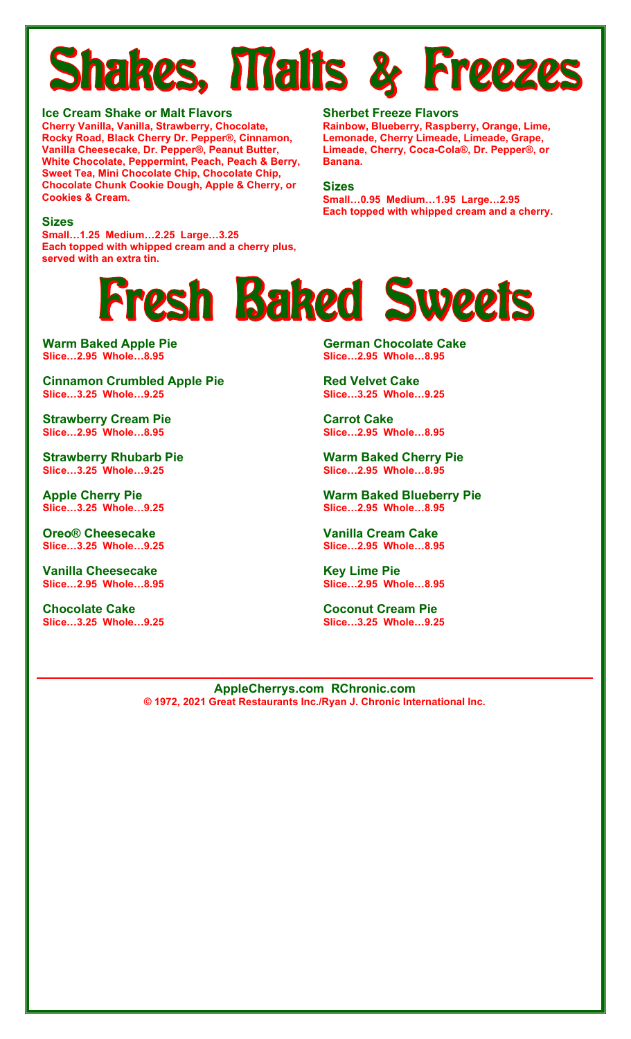# Shakes, Malts & Freezes

### Ice Cream Shake or Malt Flavors

**Cherry Vanilla, Vanilla, Strawberry, Chocolate, Rocky Road, Black Cherry Dr. Pepper®, Cinnamon, Vanilla Cheesecake, Dr. Pepper®, Peanut Butter, White Chocolate, Peppermint, Peach, Peach & Berry, Sweet Tea, Mini Chocolate Chip, Chocolate Chip, Chocolate Chunk Cookie Dough, Apple & Cherry, or Cookies & Cream.**

### Sizes

**Small…1.25 Medium…2.25 Large…3.25**
**Each topped with whipped cream and a cherry plus, served with an extra tin.**

### Sherbet Freeze Flavors

**Rainbow, Blueberry, Raspberry, Orange, Lime, Lemonade, Cherry Limeade, Limeade, Grape, Limeade, Cherry, Coca-Cola®, Dr. Pepper®, or Banana.**

### Sizes

**Small…0.95 Medium…1.95 Large…2.95**
**Each topped with whipped cream and a cherry.**

# Fresh Baked Sweets

**Warm Baked Apple Pie**
**Slice…2.95 Whole…8.95**

**Cinnamon Crumbled Apple Pie**
**Slice…3.25 Whole…9.25**

**Strawberry Cream Pie**
**Slice…2.95 Whole…8.95**

**Strawberry Rhubarb Pie**
**Slice…3.25 Whole…9.25**

**Apple Cherry Pie**
**Slice…3.25 Whole…9.25**

**Oreo® Cheesecake**
**Slice…3.25 Whole…9.25**

**Vanilla Cheesecake**
**Slice…2.95 Whole…8.95**

**Chocolate Cake**
**Slice…3.25 Whole…9.25**

**German Chocolate Cake**
**Slice…2.95 Whole…8.95**

**Red Velvet Cake**
**Slice…3.25 Whole…9.25**

**Carrot Cake**
**Slice…2.95 Whole…8.95**

**Warm Baked Cherry Pie**
**Slice…2.95 Whole…8.95**

**Warm Baked Blueberry Pie**
**Slice…2.95 Whole…8.95**

**Vanilla Cream Cake**
**Slice…2.95 Whole…8.95**

**Key Lime Pie**
**Slice…2.95 Whole…8.95**

**Coconut Cream Pie**
**Slice…3.25 Whole…9.25**

---

**AppleCherrys.com RChronic.com**
**© 1972, 2021 Great Restaurants Inc./Ryan J. Chronic International Inc.**